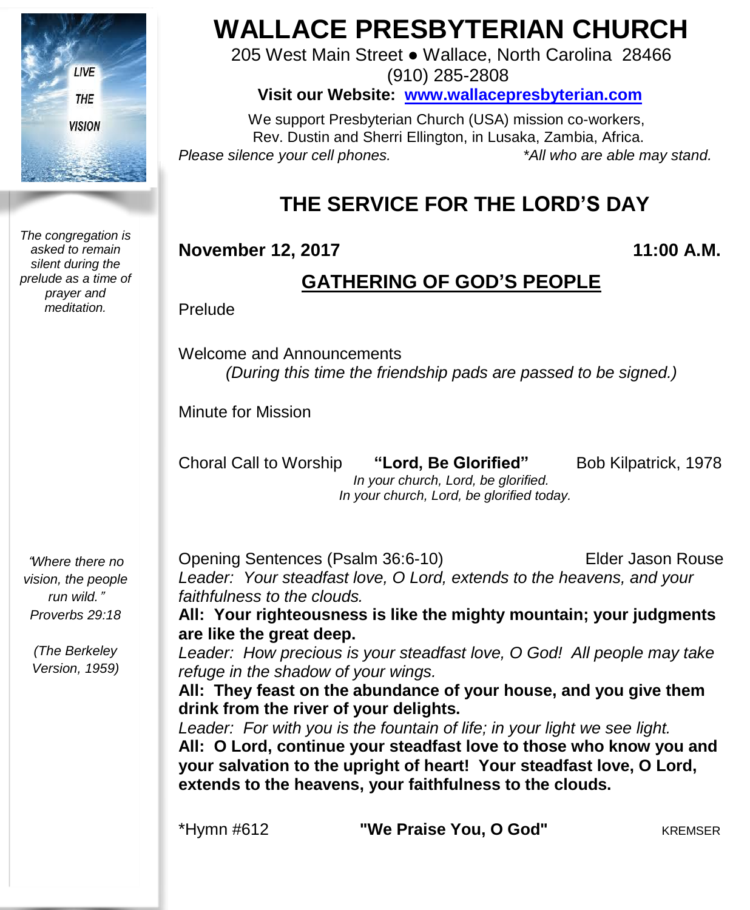# WALLACE PRESBYTERIAN CHURCH

205 West Main Street ● Wallace, North Carolina 28466
(910) 285-2808

**Visit our Website: www.wallacepresbyterian.com**

We support Presbyterian Church (USA) mission co-workers,
Rev. Dustin and Sherri Ellington, in Lusaka, Zambia, Africa.

*Please silence your cell phones.* *\*All who are able may stand.*

LIVE THE VISION

*The congregation is asked to remain silent during the prelude as a time of prayer and meditation.*

## THE SERVICE FOR THE LORD'S DAY

**November 12, 2017** **11:00 A.M.**

### GATHERING OF GOD'S PEOPLE

Prelude

Welcome and Announcements
*(During this time the friendship pads are passed to be signed.)*

Minute for Mission

Choral Call to Worship **"Lord, Be Glorified"** Bob Kilpatrick, 1978
*In your church, Lord, be glorified.*
*In your church, Lord, be glorified today.*

*"Where there no vision, the people run wild." Proverbs 29:18*

*(The Berkeley Version, 1959)*

Opening Sentences (Psalm 36:6-10) Elder Jason Rouse

*Leader: Your steadfast love, O Lord, extends to the heavens, and your faithfulness to the clouds.*

**All: Your righteousness is like the mighty mountain; your judgments are like the great deep.**

*Leader: How precious is your steadfast love, O God! All people may take refuge in the shadow of your wings.*

**All: They feast on the abundance of your house, and you give them drink from the river of your delights.**

*Leader: For with you is the fountain of life; in your light we see light.*

**All: O Lord, continue your steadfast love to those who know you and your salvation to the upright of heart! Your steadfast love, O Lord, extends to the heavens, your faithfulness to the clouds.**

*Hymn #612 **"We Praise You, O God"** KREMSER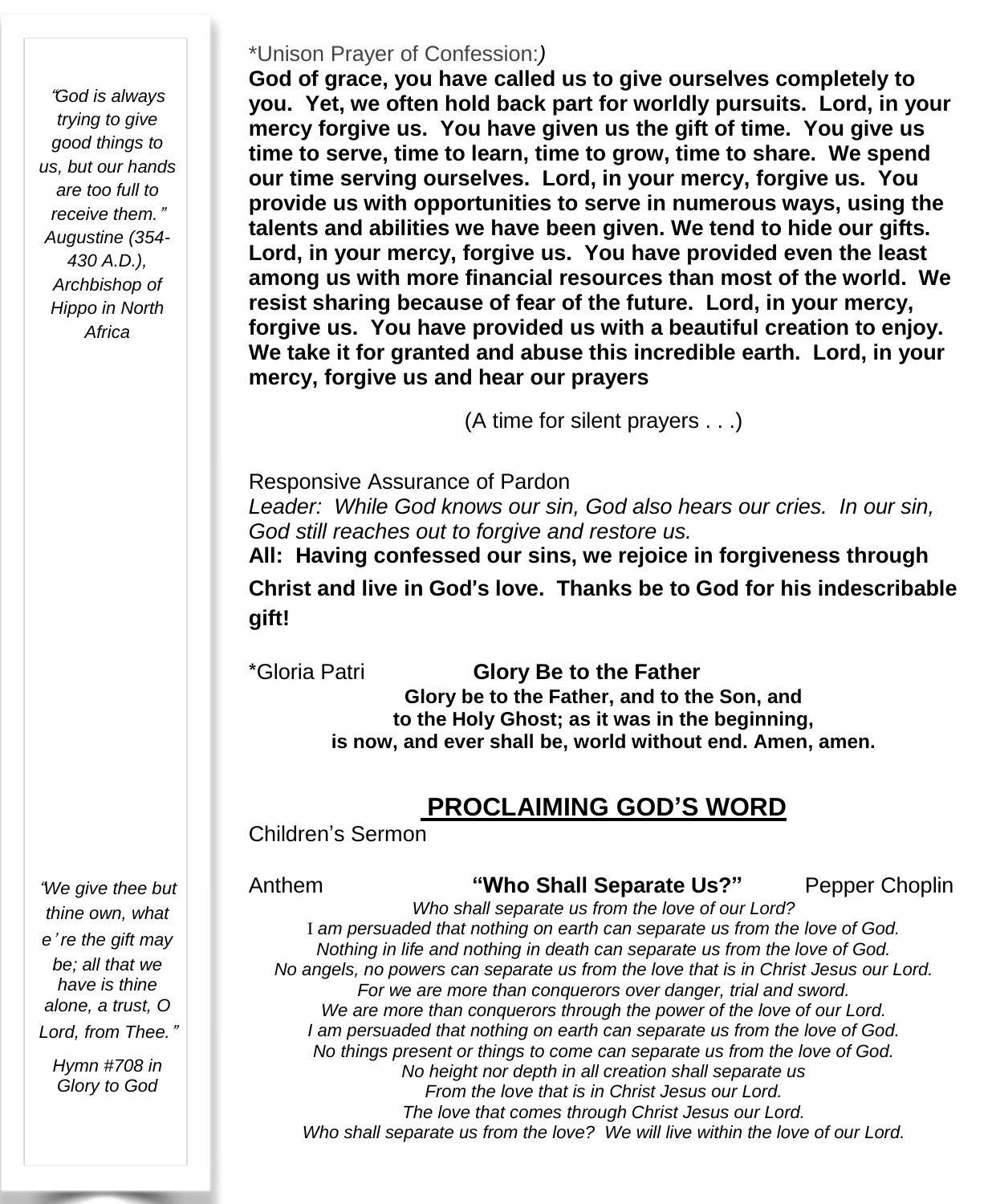*"God is always trying to give good things to us, but our hands are too full to receive them." Augustine (354-430 A.D.), Archbishop of Hippo in North Africa*

*"We give thee but thine own, what e're the gift may be; all that we have is thine alone, a trust, O Lord, from Thee."*

*Hymn #708 in Glory to God*

*Unison Prayer of Confession:*)*

**God of grace, you have called us to give ourselves completely to you. Yet, we often hold back part for worldly pursuits. Lord, in your mercy forgive us. You have given us the gift of time. You give us time to serve, time to learn, time to grow, time to share. We spend our time serving ourselves. Lord, in your mercy, forgive us. You provide us with opportunities to serve in numerous ways, using the talents and abilities we have been given. We tend to hide our gifts. Lord, in your mercy, forgive us. You have provided even the least among us with more financial resources than most of the world. We resist sharing because of fear of the future. Lord, in your mercy, forgive us. You have provided us with a beautiful creation to enjoy. We take it for granted and abuse this incredible earth. Lord, in your mercy, forgive us and hear our prayers**

(A time for silent prayers . . .)

Responsive Assurance of Pardon

*Leader: While God knows our sin, God also hears our cries. In our sin, God still reaches out to forgive and restore us.*

**All: Having confessed our sins, we rejoice in forgiveness through Christ and live in God's love. Thanks be to God for his indescribable gift!**

*Gloria Patri **Glory Be to the Father**

**Glory be to the Father, and to the Son, and**
**to the Holy Ghost; as it was in the beginning,**
**is now, and ever shall be, world without end. Amen, amen.**

## PROCLAIMING GOD'S WORD

Children's Sermon

Anthem **"Who Shall Separate Us?"** Pepper Choplin

*Who shall separate us from the love of our Lord?*
*I am persuaded that nothing on earth can separate us from the love of God.*
*Nothing in life and nothing in death can separate us from the love of God.*
*No angels, no powers can separate us from the love that is in Christ Jesus our Lord.*
*For we are more than conquerors over danger, trial and sword.*
*We are more than conquerors through the power of the love of our Lord.*
*I am persuaded that nothing on earth can separate us from the love of God.*
*No things present or things to come can separate us from the love of God.*
*No height nor depth in all creation shall separate us*
*From the love that is in Christ Jesus our Lord.*
*The love that comes through Christ Jesus our Lord.*
*Who shall separate us from the love? We will live within the love of our Lord.*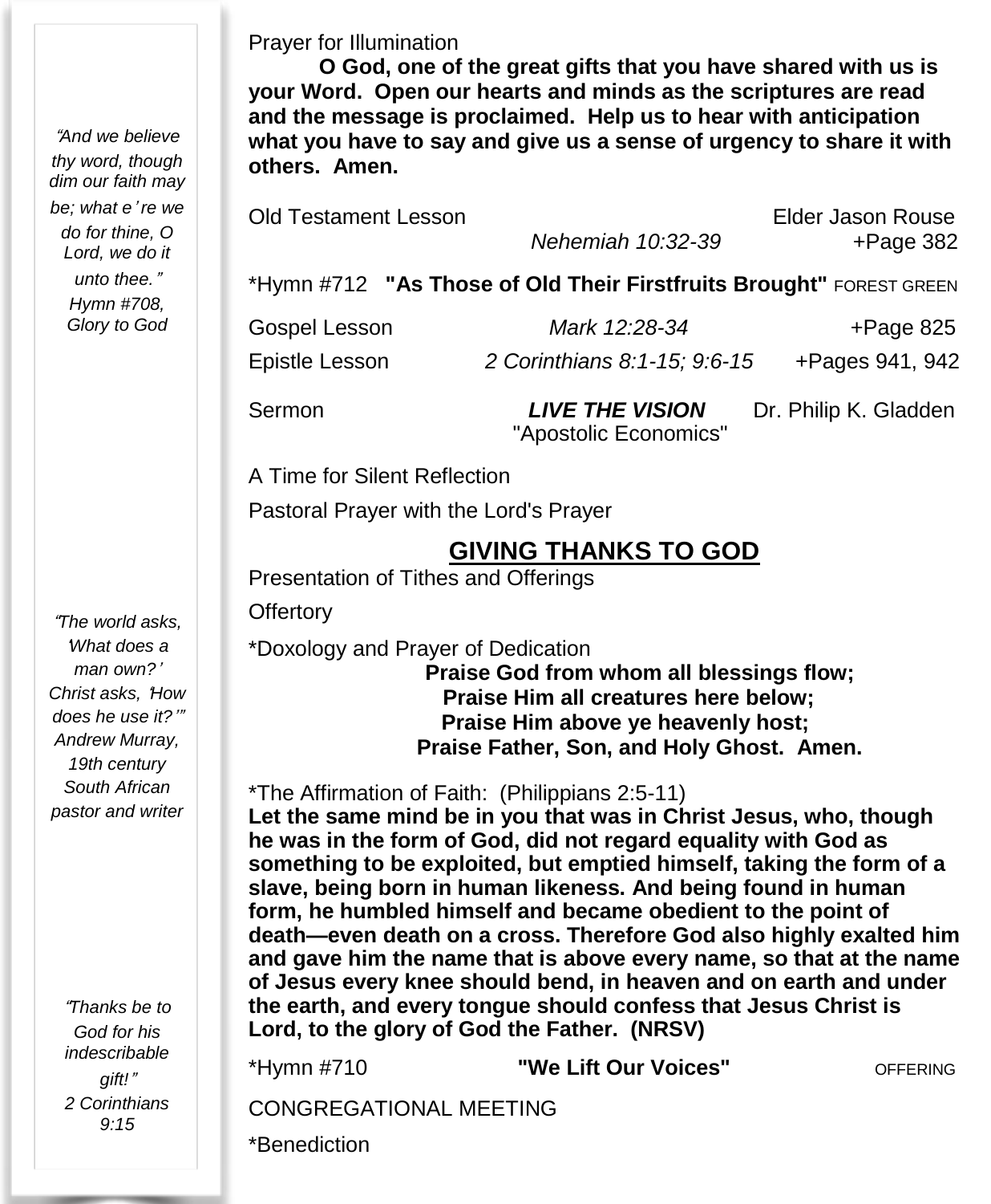Prayer for Illumination

**O God, one of the great gifts that you have shared with us is your Word. Open our hearts and minds as the scriptures are read and the message is proclaimed. Help us to hear with anticipation what you have to say and give us a sense of urgency to share it with others. Amen.**

Old Testament Lesson — Elder Jason Rouse
*Nehemiah 10:32-39* — +Page 382

*Hymn #712 **"As Those of Old Their Firstfruits Brought"** FOREST GREEN

Gospel Lesson — *Mark 12:28-34* — +Page 825

Epistle Lesson — *2 Corinthians 8:1-15; 9:6-15* — +Pages 941, 942

Sermon — ***LIVE THE VISION*** — Dr. Philip K. Gladden
"Apostolic Economics"

A Time for Silent Reflection

Pastoral Prayer with the Lord's Prayer

## GIVING THANKS TO GOD

Presentation of Tithes and Offerings

Offertory

*Doxology and Prayer of Dedication

**Praise God from whom all blessings flow;**
**Praise Him all creatures here below;**
**Praise Him above ye heavenly host;**
**Praise Father, Son, and Holy Ghost. Amen.**

*The Affirmation of Faith: (Philippians 2:5-11)
**Let the same mind be in you that was in Christ Jesus, who, though he was in the form of God, did not regard equality with God as something to be exploited, but emptied himself, taking the form of a slave, being born in human likeness. And being found in human form, he humbled himself and became obedient to the point of death—even death on a cross. Therefore God also highly exalted him and gave him the name that is above every name, so that at the name of Jesus every knee should bend, in heaven and on earth and under the earth, and every tongue should confess that Jesus Christ is Lord, to the glory of God the Father. (NRSV)**

*Hymn #710 **"We Lift Our Voices"** OFFERING

CONGREGATIONAL MEETING

*Benediction

*"And we believe thy word, though dim our faith may be; what e're we do for thine, O Lord, we do it unto thee."*
*Hymn #708, Glory to God*

*"The world asks, 'What does a man own?' Christ asks, 'How does he use it?'"*
*Andrew Murray, 19th century South African pastor and writer*

*"Thanks be to God for his indescribable gift!"*
*2 Corinthians 9:15*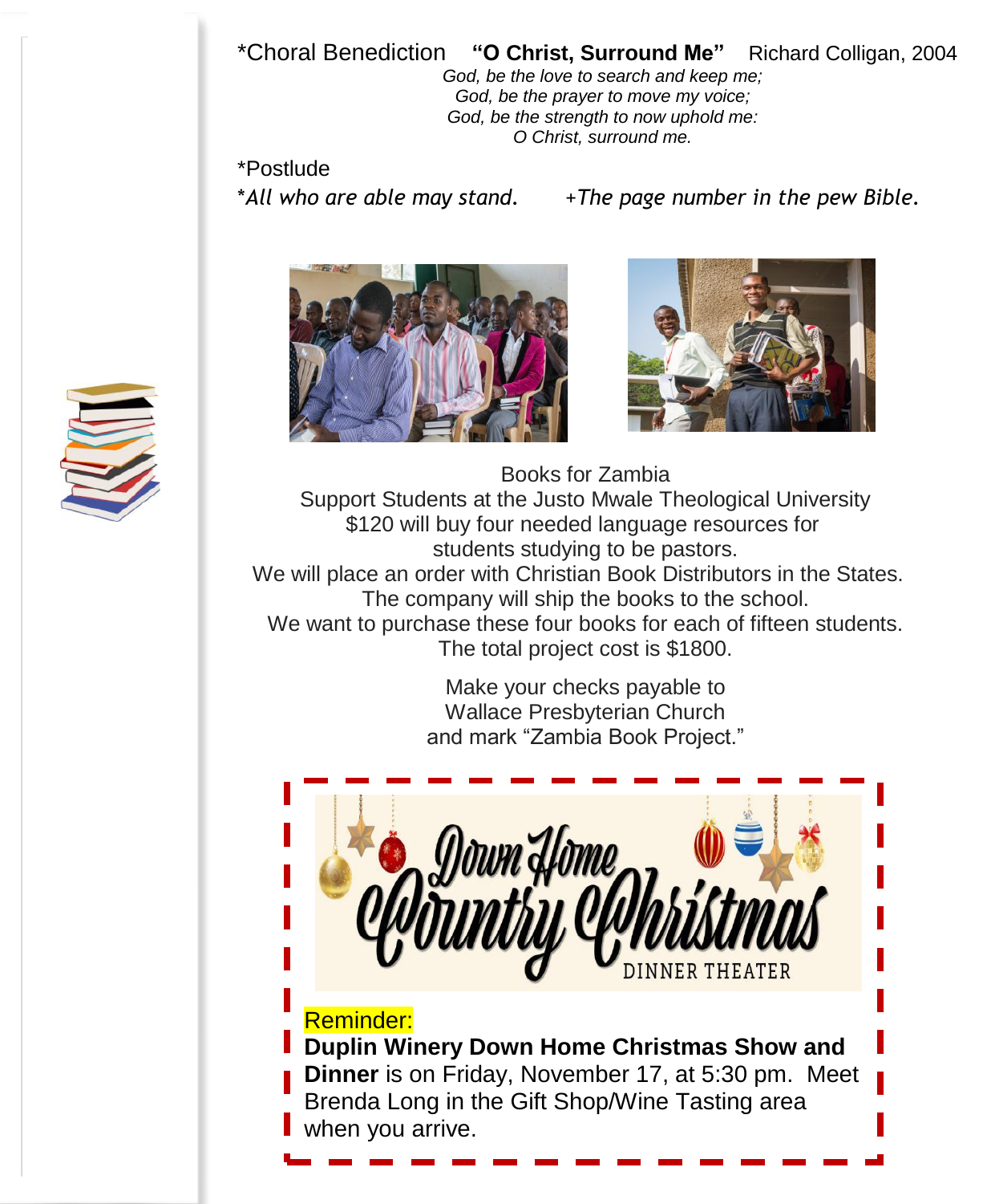*Choral Benediction **"O Christ, Surround Me"** Richard Colligan, 2004

*God, be the love to search and keep me;*
*God, be the prayer to move my voice;*
*God, be the strength to now uphold me:*
*O Christ, surround me.*

*Postlude

**All who are able may stand.* *+The page number in the pew Bible.*

Books for Zambia
Support Students at the Justo Mwale Theological University
$120 will buy four needed language resources for
students studying to be pastors.
We will place an order with Christian Book Distributors in the States.
The company will ship the books to the school.
We want to purchase these four books for each of fifteen students.
The total project cost is $1800.

Make your checks payable to
Wallace Presbyterian Church
and mark "Zambia Book Project."

Down Home Country Christmas
DINNER THEATER

Reminder:
**Duplin Winery Down Home Christmas Show and Dinner** is on Friday, November 17, at 5:30 pm. Meet Brenda Long in the Gift Shop/Wine Tasting area when you arrive.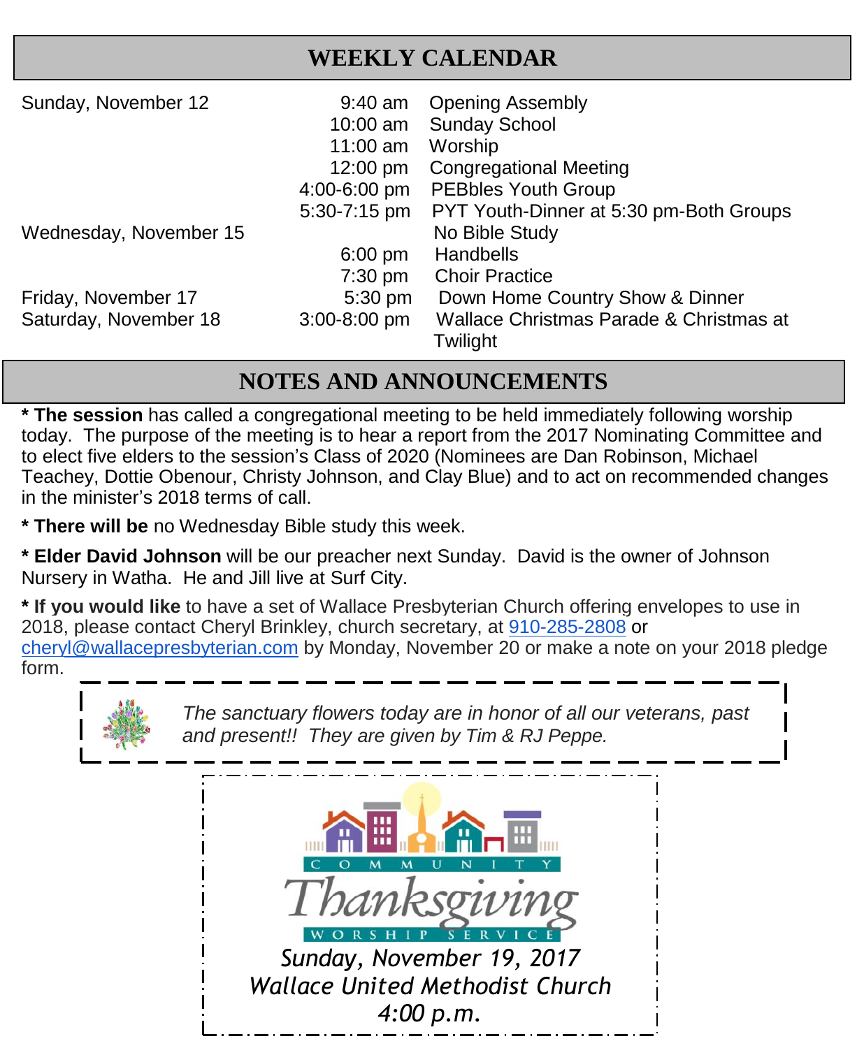## WEEKLY CALENDAR

| | | |
|---|---|---|
| Sunday, November 12 | 9:40 am | Opening Assembly |
| | 10:00 am | Sunday School |
| | 11:00 am | Worship |
| | 12:00 pm | Congregational Meeting |
| | 4:00-6:00 pm | PEBbles Youth Group |
| | 5:30-7:15 pm | PYT Youth-Dinner at 5:30 pm-Both Groups |
| Wednesday, November 15 | | No Bible Study |
| | 6:00 pm | Handbells |
| | 7:30 pm | Choir Practice |
| Friday, November 17 | 5:30 pm | Down Home Country Show & Dinner |
| Saturday, November 18 | 3:00-8:00 pm | Wallace Christmas Parade & Christmas at Twilight |

## NOTES AND ANNOUNCEMENTS

* **The session** has called a congregational meeting to be held immediately following worship today. The purpose of the meeting is to hear a report from the 2017 Nominating Committee and to elect five elders to the session's Class of 2020 (Nominees are Dan Robinson, Michael Teachey, Dottie Obenour, Christy Johnson, and Clay Blue) and to act on recommended changes in the minister's 2018 terms of call.

* **There will be** no Wednesday Bible study this week.

* **Elder David Johnson** will be our preacher next Sunday. David is the owner of Johnson Nursery in Watha. He and Jill live at Surf City.

* **If you would like** to have a set of Wallace Presbyterian Church offering envelopes to use in 2018, please contact Cheryl Brinkley, church secretary, at 910-285-2808 or cheryl@wallacepresbyterian.com by Monday, November 20 or make a note on your 2018 pledge form.

*The sanctuary flowers today are in honor of all our veterans, past and present!! They are given by Tim & RJ Peppe.*

COMMUNITY Thanksgiving WORSHIP SERVICE

*Sunday, November 19, 2017*
*Wallace United Methodist Church*
*4:00 p.m.*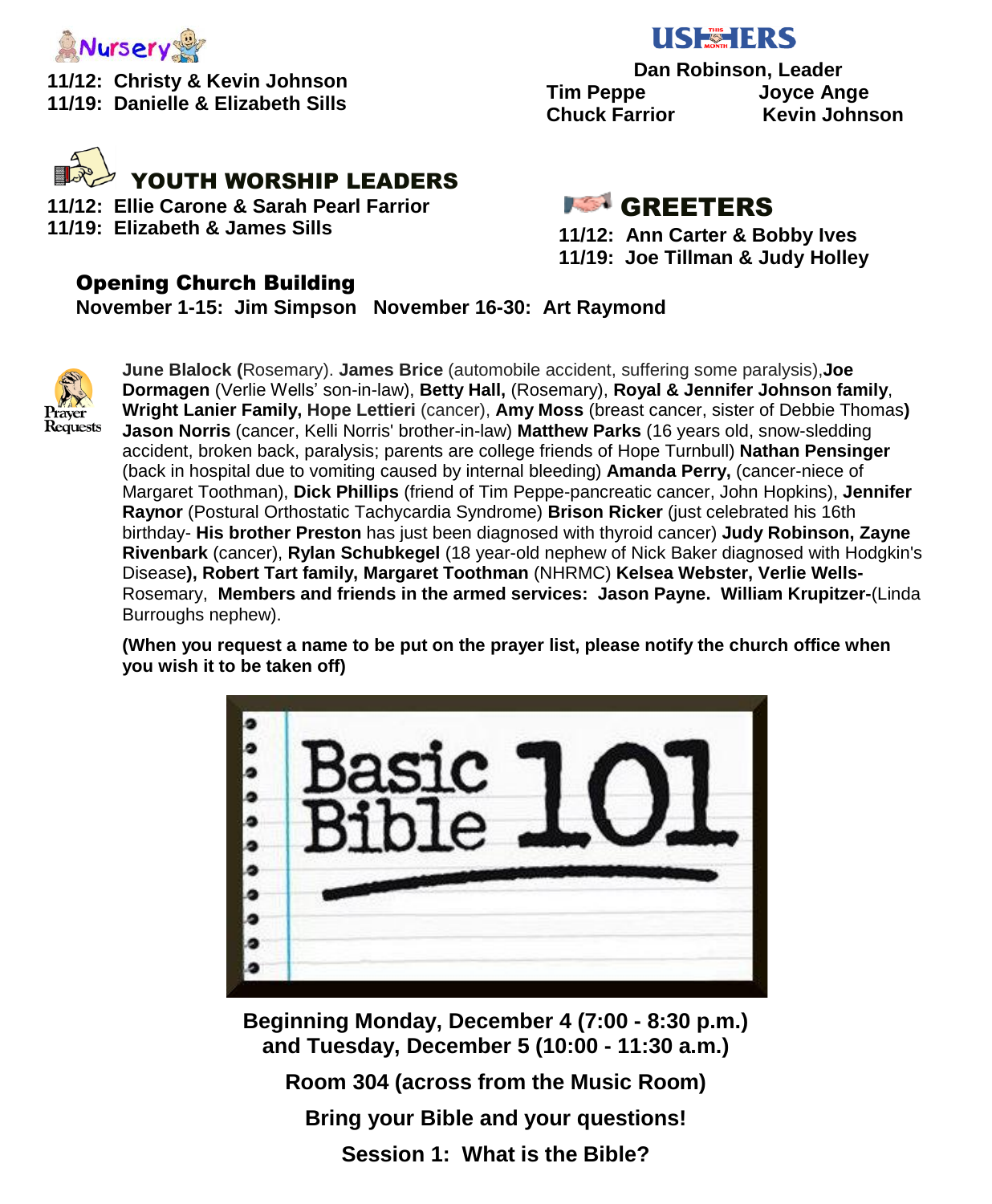## Nursery

**11/12: Christy & Kevin Johnson**
**11/19: Danielle & Elizabeth Sills**

## USHERS

**Dan Robinson, Leader**

**Tim Peppe** — **Joyce Ange**
**Chuck Farrior** — **Kevin Johnson**

## YOUTH WORSHIP LEADERS

**11/12: Ellie Carone & Sarah Pearl Farrior**
**11/19: Elizabeth & James Sills**

## GREETERS

**11/12: Ann Carter & Bobby Ives**
**11/19: Joe Tillman & Judy Holley**

## Opening Church Building

**November 1-15: Jim Simpson   November 16-30: Art Raymond**

## Prayer Requests

**June Blalock (**Rosemary). **James Brice** (automobile accident, suffering some paralysis),**Joe Dormagen** (Verlie Wells' son-in-law), **Betty Hall,** (Rosemary), **Royal & Jennifer Johnson family**, **Wright Lanier Family, Hope Lettieri** (cancer), **Amy Moss** (breast cancer, sister of Debbie Thomas**)** **Jason Norris** (cancer, Kelli Norris' brother-in-law) **Matthew Parks** (16 years old, snow-sledding accident, broken back, paralysis; parents are college friends of Hope Turnbull) **Nathan Pensinger** (back in hospital due to vomiting caused by internal bleeding) **Amanda Perry,** (cancer-niece of Margaret Toothman), **Dick Phillips** (friend of Tim Peppe-pancreatic cancer, John Hopkins), **Jennifer Raynor** (Postural Orthostatic Tachycardia Syndrome) **Brison Ricker** (just celebrated his 16th birthday- **His brother Preston** has just been diagnosed with thyroid cancer) **Judy Robinson, Zayne Rivenbark** (cancer), **Rylan Schubkegel** (18 year-old nephew of Nick Baker diagnosed with Hodgkin's Disease**), Robert Tart family, Margaret Toothman** (NHRMC) **Kelsea Webster, Verlie Wells-** Rosemary, **Members and friends in the armed services: Jason Payne. William Krupitzer-**(Linda Burroughs nephew).

**(When you request a name to be put on the prayer list, please notify the church office when you wish it to be taken off)**

# Basic Bible 101

**Beginning Monday, December 4 (7:00 - 8:30 p.m.)**
**and Tuesday, December 5 (10:00 - 11:30 a.m.)**

**Room 304 (across from the Music Room)**

**Bring your Bible and your questions!**

**Session 1: What is the Bible?**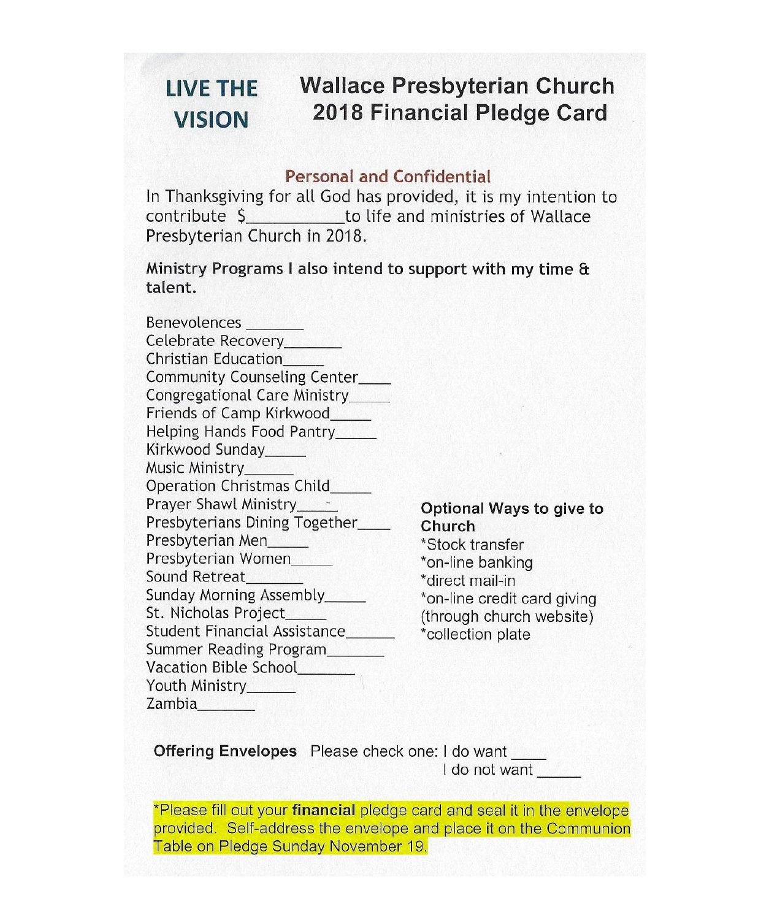**LIVE THE VISION**

# Wallace Presbyterian Church 2018 Financial Pledge Card

## Personal and Confidential

In Thanksgiving for all God has provided, it is my intention to contribute $___________to life and ministries of Wallace Presbyterian Church in 2018.

**Ministry Programs I also intend to support with my time & talent.**

Benevolences _______
Celebrate Recovery_______
Christian Education_____
Community Counseling Center____
Congregational Care Ministry_____
Friends of Camp Kirkwood_____
Helping Hands Food Pantry_____
Kirkwood Sunday_____
Music Ministry______
Operation Christmas Child_____
Prayer Shawl Ministry_____
Presbyterians Dining Together____
Presbyterian Men_____
Presbyterian Women_____
Sound Retreat_______
Sunday Morning Assembly_____
St. Nicholas Project_____
Student Financial Assistance______
Summer Reading Program_______
Vacation Bible School_______
Youth Ministry______
Zambia_______

**Optional Ways to give to Church**

*Stock transfer
*on-line banking
*direct mail-in
*on-line credit card giving (through church website)
*collection plate

**Offering Envelopes** Please check one: I do want ____
I do not want _____

*Please fill out your **financial** pledge card and seal it in the envelope provided. Self-address the envelope and place it on the Communion Table on Pledge Sunday November 19.